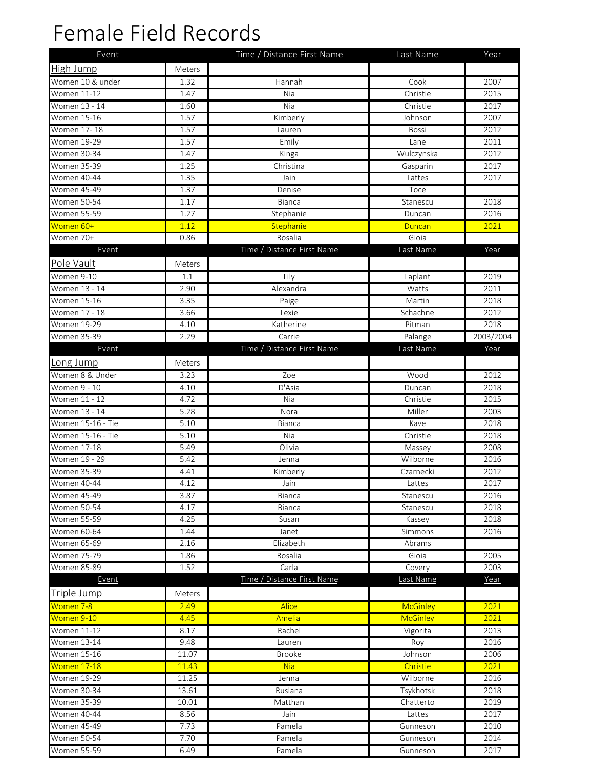# Female Field Records

| Event | | Time / Distance First Name | Last Name | Year |
|---|---|---|---|---|
| High Jump | Meters | | | |
| Women 10 & under | 1.32 | Hannah | Cook | 2007 |
| Women 11-12 | 1.47 | Nia | Christie | 2015 |
| Women 13 - 14 | 1.60 | Nia | Christie | 2017 |
| Women 15-16 | 1.57 | Kimberly | Johnson | 2007 |
| Women 17- 18 | 1.57 | Lauren | Bossi | 2012 |
| Women 19-29 | 1.57 | Emily | Lane | 2011 |
| Women 30-34 | 1.47 | Kinga | Wulczynska | 2012 |
| Women 35-39 | 1.25 | Christina | Gasparin | 2017 |
| Women 40-44 | 1.35 | Jain | Lattes | 2017 |
| Women 45-49 | 1.37 | Denise | Toce | |
| Women 50-54 | 1.17 | Bianca | Stanescu | 2018 |
| Women 55-59 | 1.27 | Stephanie | Duncan | 2016 |
| Women 60+ | 1.12 | Stephanie | Duncan | 2021 |
| Women 70+ | 0.86 | Rosalia | Gioia | |
| Event | | Time / Distance First Name | Last Name | Year |
| Pole Vault | Meters | | | |
| Women 9-10 | 1.1 | Lily | Laplant | 2019 |
| Women 13 - 14 | 2.90 | Alexandra | Watts | 2011 |
| Women 15-16 | 3.35 | Paige | Martin | 2018 |
| Women 17 - 18 | 3.66 | Lexie | Schachne | 2012 |
| Women 19-29 | 4.10 | Katherine | Pitman | 2018 |
| Women 35-39 | 2.29 | Carrie | Palange | 2003/2004 |
| Event | | Time / Distance First Name | Last Name | Year |
| Long Jump | Meters | | | |
| Women 8 & Under | 3.23 | Zoe | Wood | 2012 |
| Women 9 - 10 | 4.10 | D'Asia | Duncan | 2018 |
| Women 11 - 12 | 4.72 | Nia | Christie | 2015 |
| Women 13 - 14 | 5.28 | Nora | Miller | 2003 |
| Women 15-16 - Tie | 5.10 | Bianca | Kave | 2018 |
| Women 15-16 - Tie | 5.10 | Nia | Christie | 2018 |
| Women 17-18 | 5.49 | Olivia | Massey | 2008 |
| Women 19 - 29 | 5.42 | Jenna | Wilborne | 2016 |
| Women 35-39 | 4.41 | Kimberly | Czarnecki | 2012 |
| Women 40-44 | 4.12 | Jain | Lattes | 2017 |
| Women 45-49 | 3.87 | Bianca | Stanescu | 2016 |
| Women 50-54 | 4.17 | Bianca | Stanescu | 2018 |
| Women 55-59 | 4.25 | Susan | Kassey | 2018 |
| Women 60-64 | 1.44 | Janet | Simmons | 2016 |
| Women 65-69 | 2.16 | Elizabeth | Abrams | |
| Women 75-79 | 1.86 | Rosalia | Gioia | 2005 |
| Women 85-89 | 1.52 | Carla | Covery | 2003 |
| Event | | Time / Distance First Name | Last Name | Year |
| Triple Jump | Meters | | | |
| Women 7-8 | 2.49 | Alice | McGinley | 2021 |
| Women 9-10 | 4.45 | Amelia | McGinley | 2021 |
| Women 11-12 | 8.17 | Rachel | Vigorita | 2013 |
| Women 13-14 | 9.48 | Lauren | Roy | 2016 |
| Women 15-16 | 11.07 | Brooke | Johnson | 2006 |
| Women 17-18 | 11.43 | Nia | Christie | 2021 |
| Women 19-29 | 11.25 | Jenna | Wilborne | 2016 |
| Women 30-34 | 13.61 | Ruslana | Tsykhotsk | 2018 |
| Women 35-39 | 10.01 | Matthan | Chatterto | 2019 |
| Women 40-44 | 8.56 | Jain | Lattes | 2017 |
| Women 45-49 | 7.73 | Pamela | Gunneson | 2010 |
| Women 50-54 | 7.70 | Pamela | Gunneson | 2014 |
| Women 55-59 | 6.49 | Pamela | Gunneson | 2017 |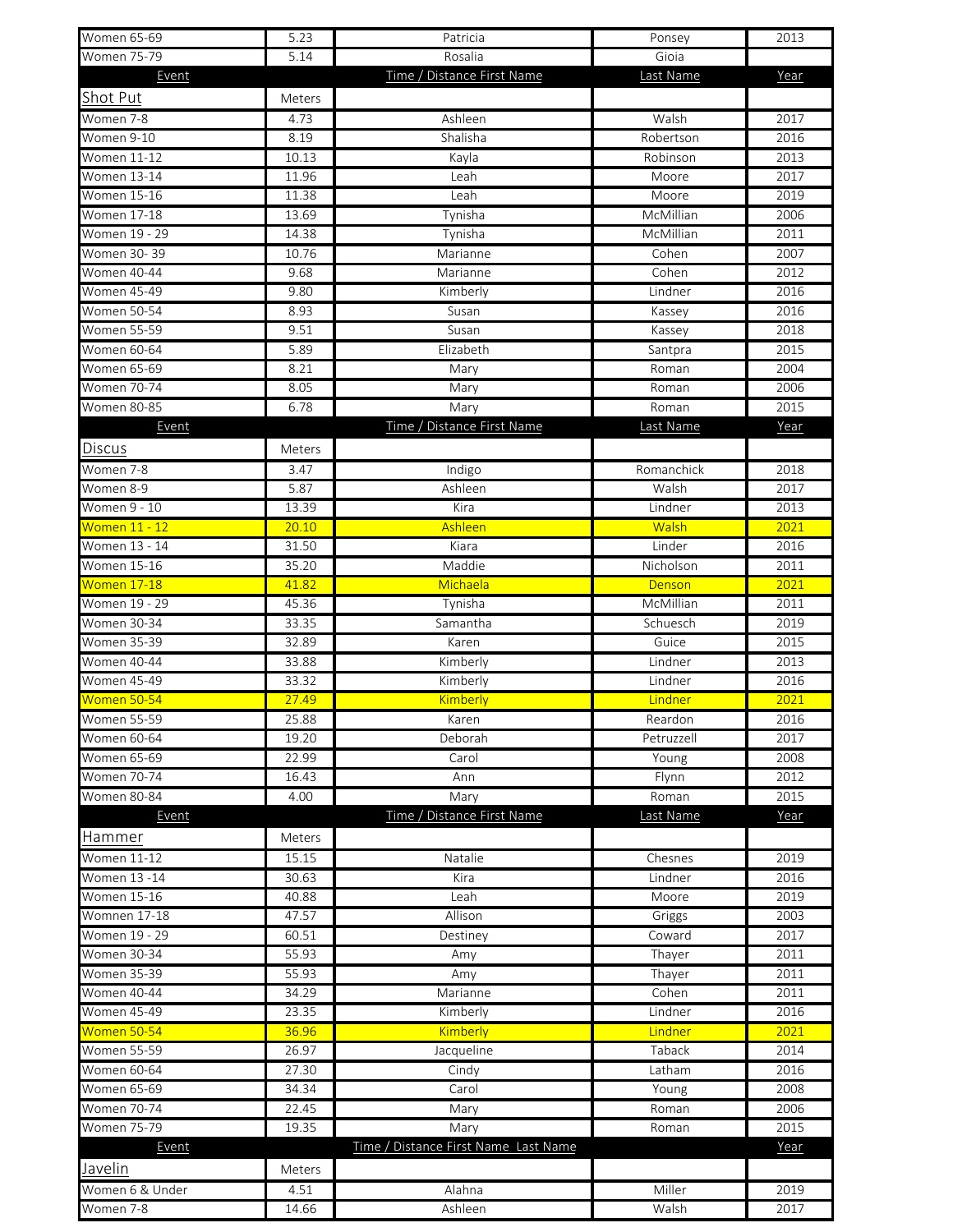| Women 65-69 | 5.23 | Patricia | Ponsey | 2013 |
|---|---|---|---|---|
| Women 75-79 | 5.14 | Rosalia | Gioia | |
| Event | | Time / Distance First Name | Last Name | Year |
| Shot Put | Meters | | | |
| Women 7-8 | 4.73 | Ashleen | Walsh | 2017 |
| Women 9-10 | 8.19 | Shalisha | Robertson | 2016 |
| Women 11-12 | 10.13 | Kayla | Robinson | 2013 |
| Women 13-14 | 11.96 | Leah | Moore | 2017 |
| Women 15-16 | 11.38 | Leah | Moore | 2019 |
| Women 17-18 | 13.69 | Tynisha | McMillian | 2006 |
| Women 19 - 29 | 14.38 | Tynisha | McMillian | 2011 |
| Women 30- 39 | 10.76 | Marianne | Cohen | 2007 |
| Women 40-44 | 9.68 | Marianne | Cohen | 2012 |
| Women 45-49 | 9.80 | Kimberly | Lindner | 2016 |
| Women 50-54 | 8.93 | Susan | Kassey | 2016 |
| Women 55-59 | 9.51 | Susan | Kassey | 2018 |
| Women 60-64 | 5.89 | Elizabeth | Santpra | 2015 |
| Women 65-69 | 8.21 | Mary | Roman | 2004 |
| Women 70-74 | 8.05 | Mary | Roman | 2006 |
| Women 80-85 | 6.78 | Mary | Roman | 2015 |
| Event | | Time / Distance First Name | Last Name | Year |
| Discus | Meters | | | |
| Women 7-8 | 3.47 | Indigo | Romanchick | 2018 |
| Women 8-9 | 5.87 | Ashleen | Walsh | 2017 |
| Women 9 - 10 | 13.39 | Kira | Lindner | 2013 |
| Women 11 - 12 | 20.10 | Ashleen | Walsh | 2021 |
| Women 13 - 14 | 31.50 | Kiara | Linder | 2016 |
| Women 15-16 | 35.20 | Maddie | Nicholson | 2011 |
| Women 17-18 | 41.82 | Michaela | Denson | 2021 |
| Women 19 - 29 | 45.36 | Tynisha | McMillian | 2011 |
| Women 30-34 | 33.35 | Samantha | Schuesch | 2019 |
| Women 35-39 | 32.89 | Karen | Guice | 2015 |
| Women 40-44 | 33.88 | Kimberly | Lindner | 2013 |
| Women 45-49 | 33.32 | Kimberly | Lindner | 2016 |
| Women 50-54 | 27.49 | Kimberly | Lindner | 2021 |
| Women 55-59 | 25.88 | Karen | Reardon | 2016 |
| Women 60-64 | 19.20 | Deborah | Petruzzell | 2017 |
| Women 65-69 | 22.99 | Carol | Young | 2008 |
| Women 70-74 | 16.43 | Ann | Flynn | 2012 |
| Women 80-84 | 4.00 | Mary | Roman | 2015 |
| Event | | Time / Distance First Name | Last Name | Year |
| Hammer | Meters | | | |
| Women 11-12 | 15.15 | Natalie | Chesnes | 2019 |
| Women 13 -14 | 30.63 | Kira | Lindner | 2016 |
| Women 15-16 | 40.88 | Leah | Moore | 2019 |
| Womnen 17-18 | 47.57 | Allison | Griggs | 2003 |
| Women 19 - 29 | 60.51 | Destiney | Coward | 2017 |
| Women 30-34 | 55.93 | Amy | Thayer | 2011 |
| Women 35-39 | 55.93 | Amy | Thayer | 2011 |
| Women 40-44 | 34.29 | Marianne | Cohen | 2011 |
| Women 45-49 | 23.35 | Kimberly | Lindner | 2016 |
| Women 50-54 | 36.96 | Kimberly | Lindner | 2021 |
| Women 55-59 | 26.97 | Jacqueline | Taback | 2014 |
| Women 60-64 | 27.30 | Cindy | Latham | 2016 |
| Women 65-69 | 34.34 | Carol | Young | 2008 |
| Women 70-74 | 22.45 | Mary | Roman | 2006 |
| Women 75-79 | 19.35 | Mary | Roman | 2015 |
| Event | | Time / Distance First Name Last Name | | Year |
| Javelin | Meters | | | |
| Women 6 & Under | 4.51 | Alahna | Miller | 2019 |
| Women 7-8 | 14.66 | Ashleen | Walsh | 2017 |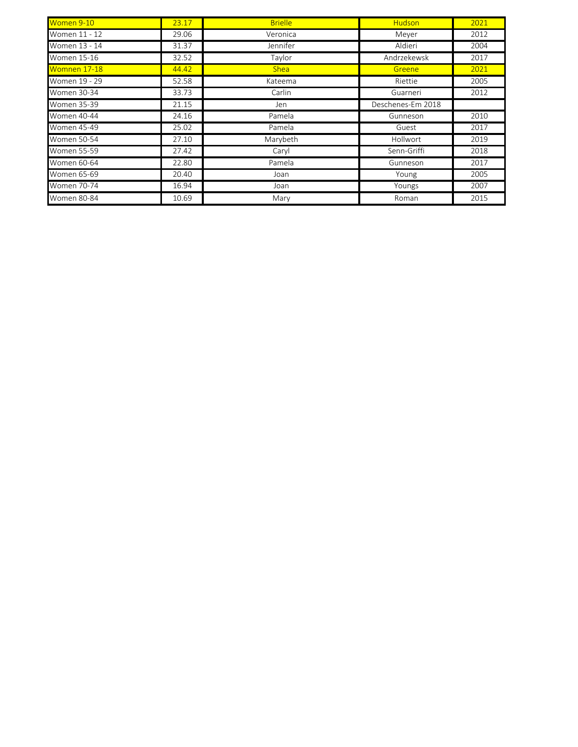| | | | | |
|---|---|---|---|---|
| Women 9-10 | 23.17 | Brielle | Hudson | 2021 |
| Women 11 - 12 | 29.06 | Veronica | Meyer | 2012 |
| Women 13 - 14 | 31.37 | Jennifer | Aldieri | 2004 |
| Women 15-16 | 32.52 | Taylor | Andrzekewsk | 2017 |
| Womnen 17-18 | 44.42 | Shea | Greene | 2021 |
| Women 19 - 29 | 52.58 | Kateema | Riettie | 2005 |
| Women 30-34 | 33.73 | Carlin | Guarneri | 2012 |
| Women 35-39 | 21.15 | Jen | Deschenes-Em 2018 | |
| Women 40-44 | 24.16 | Pamela | Gunneson | 2010 |
| Women 45-49 | 25.02 | Pamela | Guest | 2017 |
| Women 50-54 | 27.10 | Marybeth | Hollwort | 2019 |
| Women 55-59 | 27.42 | Caryl | Senn-Griffi | 2018 |
| Women 60-64 | 22.80 | Pamela | Gunneson | 2017 |
| Women 65-69 | 20.40 | Joan | Young | 2005 |
| Women 70-74 | 16.94 | Joan | Youngs | 2007 |
| Women 80-84 | 10.69 | Mary | Roman | 2015 |